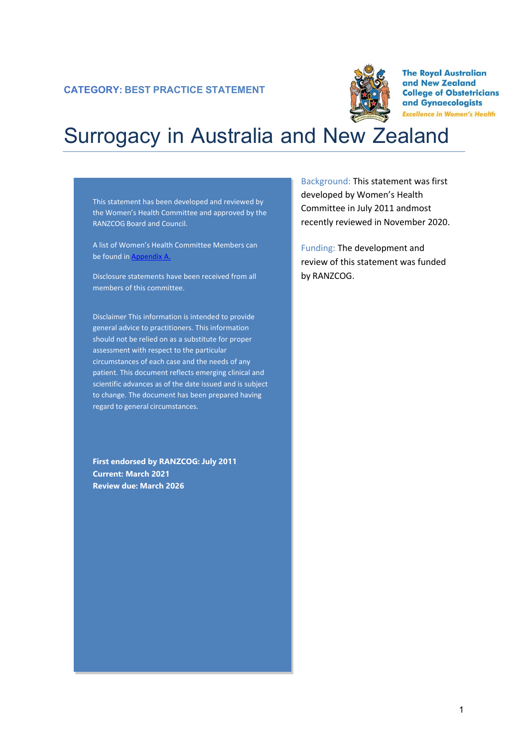**CATEGORY: BEST PRACTICE STATEMENT**

The Royal Australian and New Zealand College of Obstetricians and Gynaecologists

*Excellence in Women's Health*

# Surrogacy in Australia and New Zealand

This statement has been developed and reviewed by the Women's Health Committee and approved by the RANZCOG Board and Council.

A list of Women's Health Committee Members can be found in [Appendix A.](#)

Disclosure statements have been received from all members of this committee.

Disclaimer This information is intended to provide general advice to practitioners. This information should not be relied on as a substitute for proper assessment with respect to the particular circumstances of each case and the needs of any patient. This document reflects emerging clinical and scientific advances as of the date issued and is subject to change. The document has been prepared having regard to general circumstances.

**First endorsed by RANZCOG: July 2011**
**Current: March 2021**
**Review due: March 2026**

Background: This statement was first developed by Women's Health Committee in July 2011 andmost recently reviewed in November 2020.

Funding: The development and review of this statement was funded by RANZCOG.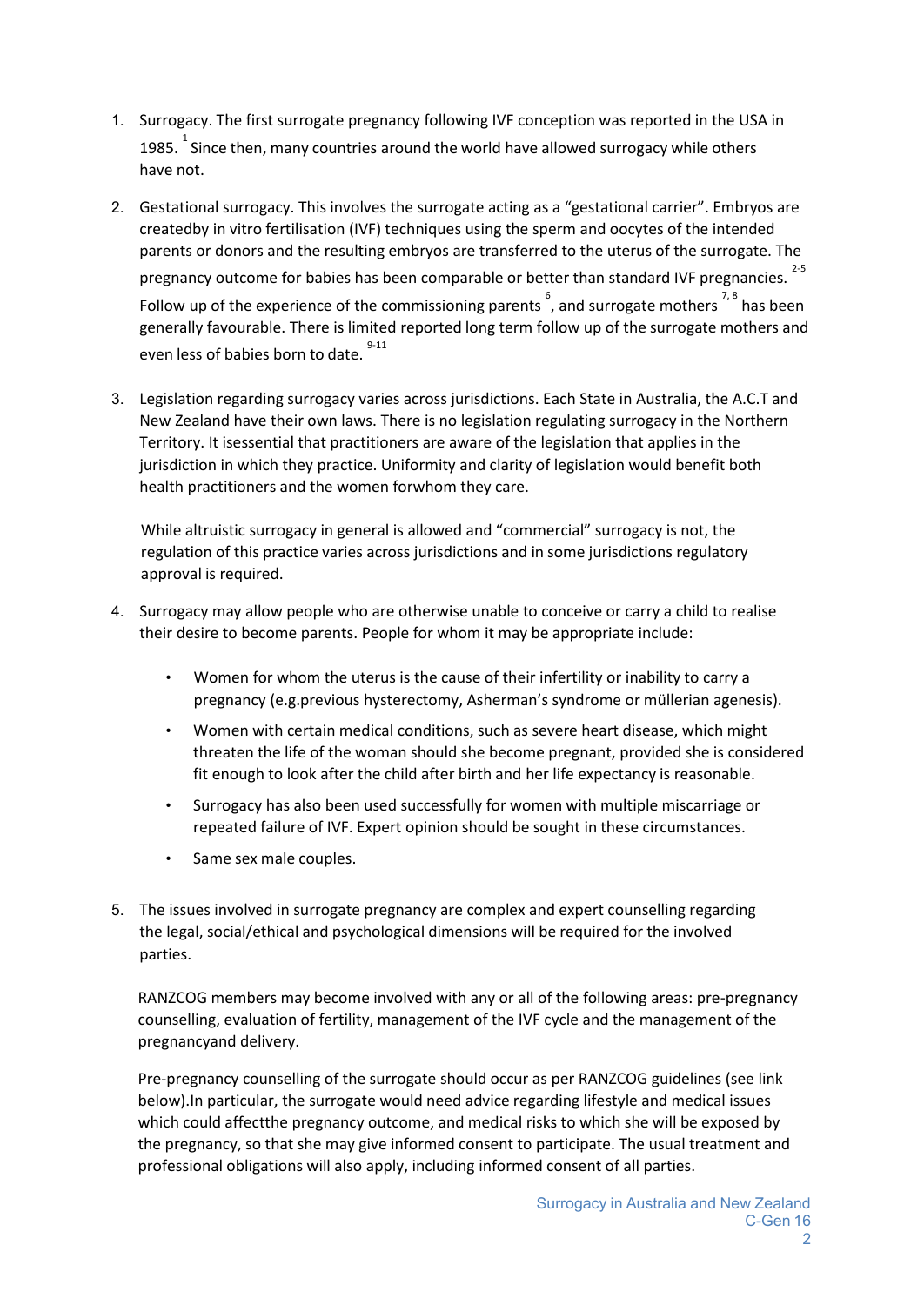1. Surrogacy. The first surrogate pregnancy following IVF conception was reported in the USA in 1985. [1] Since then, many countries around the world have allowed surrogacy while others have not.

2. Gestational surrogacy. This involves the surrogate acting as a "gestational carrier". Embryos are createdby in vitro fertilisation (IVF) techniques using the sperm and oocytes of the intended parents or donors and the resulting embryos are transferred to the uterus of the surrogate. The pregnancy outcome for babies has been comparable or better than standard IVF pregnancies. [2-5] Follow up of the experience of the commissioning parents [6], and surrogate mothers [7, 8] has been generally favourable. There is limited reported long term follow up of the surrogate mothers and even less of babies born to date. [9-11]

3. Legislation regarding surrogacy varies across jurisdictions. Each State in Australia, the A.C.T and New Zealand have their own laws. There is no legislation regulating surrogacy in the Northern Territory. It isessential that practitioners are aware of the legislation that applies in the jurisdiction in which they practice. Uniformity and clarity of legislation would benefit both health practitioners and the women forwhom they care.

   While altruistic surrogacy in general is allowed and "commercial" surrogacy is not, the regulation of this practice varies across jurisdictions and in some jurisdictions regulatory approval is required.

4. Surrogacy may allow people who are otherwise unable to conceive or carry a child to realise their desire to become parents. People for whom it may be appropriate include:

   - Women for whom the uterus is the cause of their infertility or inability to carry a pregnancy (e.g.previous hysterectomy, Asherman's syndrome or müllerian agenesis).
   - Women with certain medical conditions, such as severe heart disease, which might threaten the life of the woman should she become pregnant, provided she is considered fit enough to look after the child after birth and her life expectancy is reasonable.
   - Surrogacy has also been used successfully for women with multiple miscarriage or repeated failure of IVF. Expert opinion should be sought in these circumstances.
   - Same sex male couples.

5. The issues involved in surrogate pregnancy are complex and expert counselling regarding the legal, social/ethical and psychological dimensions will be required for the involved parties.

   RANZCOG members may become involved with any or all of the following areas: pre-pregnancy counselling, evaluation of fertility, management of the IVF cycle and the management of the pregnancyand delivery.

   Pre-pregnancy counselling of the surrogate should occur as per RANZCOG guidelines (see link below).In particular, the surrogate would need advice regarding lifestyle and medical issues which could affectthe pregnancy outcome, and medical risks to which she will be exposed by the pregnancy, so that she may give informed consent to participate. The usual treatment and professional obligations will also apply, including informed consent of all parties.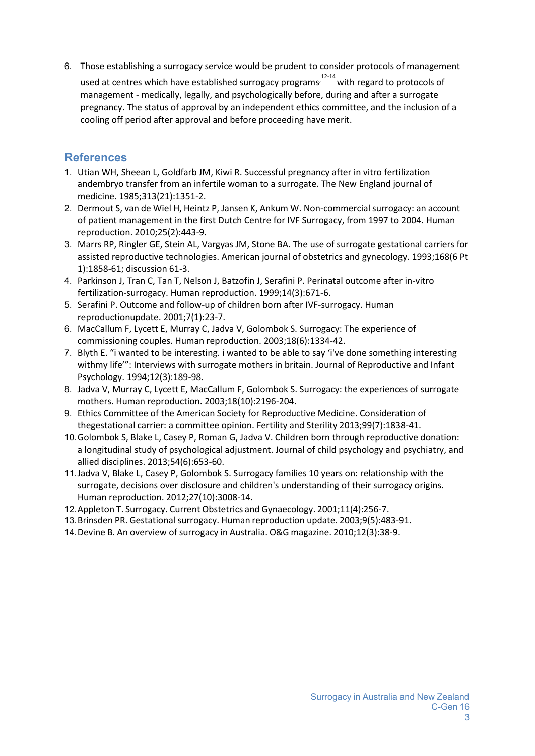6. Those establishing a surrogacy service would be prudent to consider protocols of management used at centres which have established surrogacy programs[12-14] with regard to protocols of management - medically, legally, and psychologically before, during and after a surrogate pregnancy. The status of approval by an independent ethics committee, and the inclusion of a cooling off period after approval and before proceeding have merit.

## References

1. Utian WH, Sheean L, Goldfarb JM, Kiwi R. Successful pregnancy after in vitro fertilization andembryo transfer from an infertile woman to a surrogate. The New England journal of medicine. 1985;313(21):1351-2.
2. Dermout S, van de Wiel H, Heintz P, Jansen K, Ankum W. Non-commercial surrogacy: an account of patient management in the first Dutch Centre for IVF Surrogacy, from 1997 to 2004. Human reproduction. 2010;25(2):443-9.
3. Marrs RP, Ringler GE, Stein AL, Vargyas JM, Stone BA. The use of surrogate gestational carriers for assisted reproductive technologies. American journal of obstetrics and gynecology. 1993;168(6 Pt 1):1858-61; discussion 61-3.
4. Parkinson J, Tran C, Tan T, Nelson J, Batzofin J, Serafini P. Perinatal outcome after in-vitro fertilization-surrogacy. Human reproduction. 1999;14(3):671-6.
5. Serafini P. Outcome and follow-up of children born after IVF-surrogacy. Human reproductionupdate. 2001;7(1):23-7.
6. MacCallum F, Lycett E, Murray C, Jadva V, Golombok S. Surrogacy: The experience of commissioning couples. Human reproduction. 2003;18(6):1334-42.
7. Blyth E. "i wanted to be interesting. i wanted to be able to say 'i've done something interesting withmy life'": Interviews with surrogate mothers in britain. Journal of Reproductive and Infant Psychology. 1994;12(3):189-98.
8. Jadva V, Murray C, Lycett E, MacCallum F, Golombok S. Surrogacy: the experiences of surrogate mothers. Human reproduction. 2003;18(10):2196-204.
9. Ethics Committee of the American Society for Reproductive Medicine. Consideration of thegestational carrier: a committee opinion. Fertility and Sterility 2013;99(7):1838-41.
10. Golombok S, Blake L, Casey P, Roman G, Jadva V. Children born through reproductive donation: a longitudinal study of psychological adjustment. Journal of child psychology and psychiatry, and allied disciplines. 2013;54(6):653-60.
11. Jadva V, Blake L, Casey P, Golombok S. Surrogacy families 10 years on: relationship with the surrogate, decisions over disclosure and children's understanding of their surrogacy origins. Human reproduction. 2012;27(10):3008-14.
12. Appleton T. Surrogacy. Current Obstetrics and Gynaecology. 2001;11(4):256-7.
13. Brinsden PR. Gestational surrogacy. Human reproduction update. 2003;9(5):483-91.
14. Devine B. An overview of surrogacy in Australia. O&G magazine. 2010;12(3):38-9.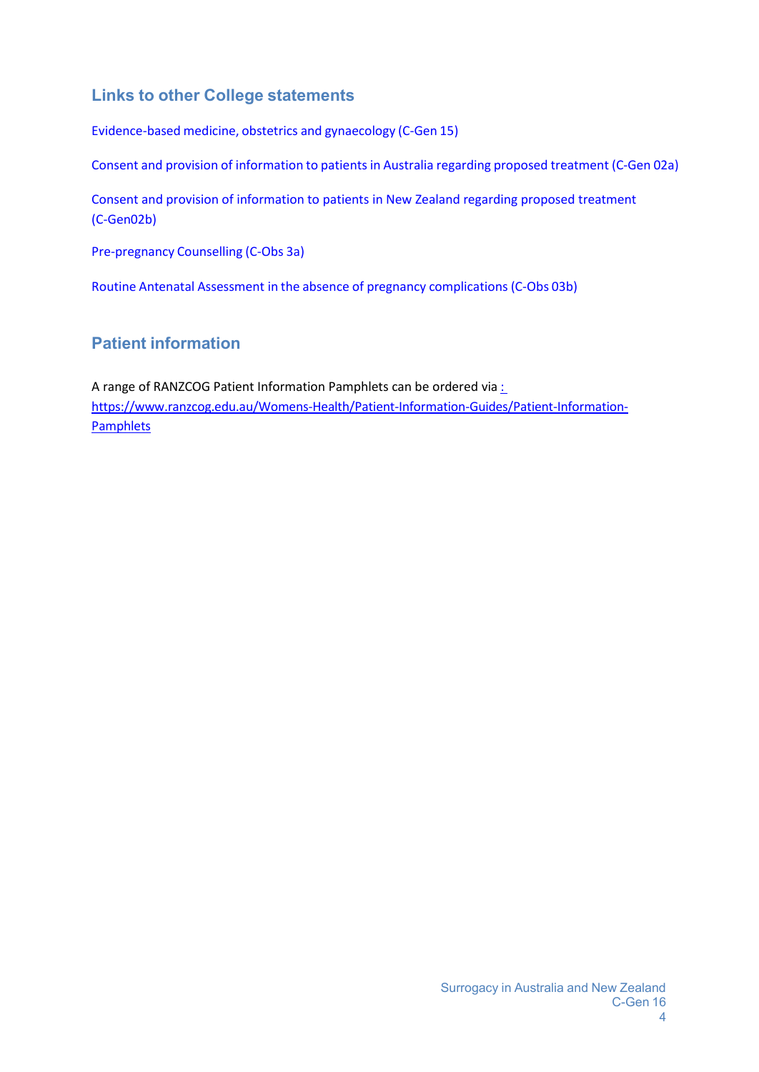## Links to other College statements

Evidence-based medicine, obstetrics and gynaecology (C-Gen 15)

Consent and provision of information to patients in Australia regarding proposed treatment (C-Gen 02a)

Consent and provision of information to patients in New Zealand regarding proposed treatment (C-Gen02b)

Pre-pregnancy Counselling (C-Obs 3a)

Routine Antenatal Assessment in the absence of pregnancy complications (C-Obs 03b)

## Patient information

A range of RANZCOG Patient Information Pamphlets can be ordered via : https://www.ranzcog.edu.au/Womens-Health/Patient-Information-Guides/Patient-Information-Pamphlets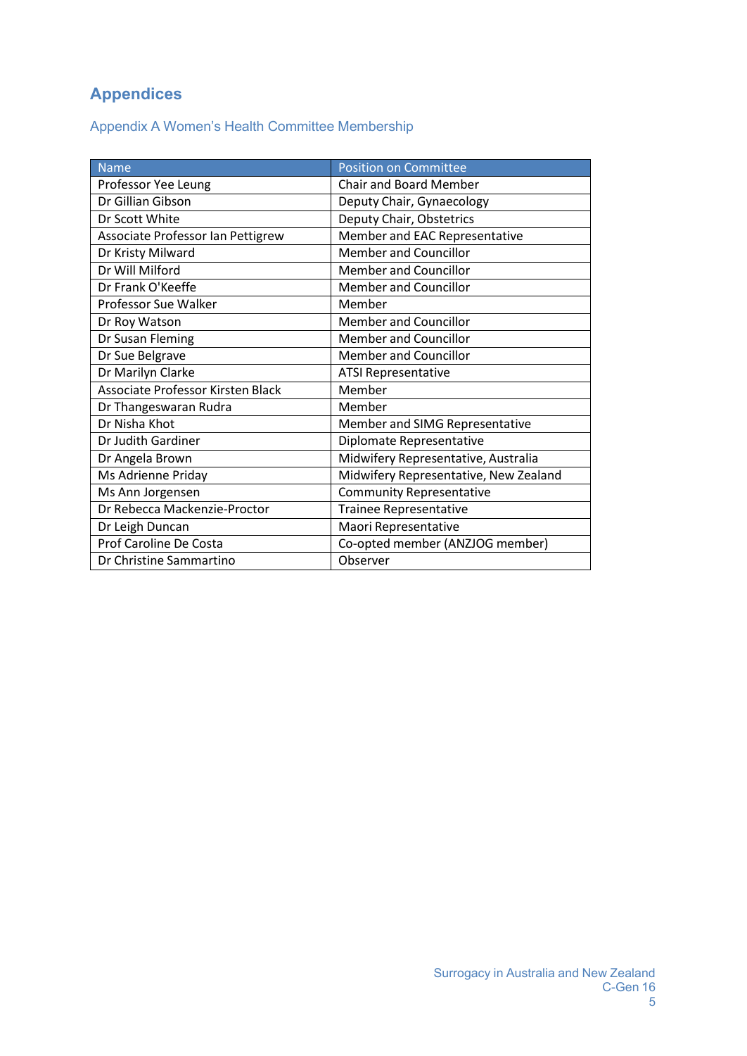# Appendices

## Appendix A Women's Health Committee Membership

| Name | Position on Committee |
| --- | --- |
| Professor Yee Leung | Chair and Board Member |
| Dr Gillian Gibson | Deputy Chair, Gynaecology |
| Dr Scott White | Deputy Chair, Obstetrics |
| Associate Professor Ian Pettigrew | Member and EAC Representative |
| Dr Kristy Milward | Member and Councillor |
| Dr Will Milford | Member and Councillor |
| Dr Frank O'Keeffe | Member and Councillor |
| Professor Sue Walker | Member |
| Dr Roy Watson | Member and Councillor |
| Dr Susan Fleming | Member and Councillor |
| Dr Sue Belgrave | Member and Councillor |
| Dr Marilyn Clarke | ATSI Representative |
| Associate Professor Kirsten Black | Member |
| Dr Thangeswaran Rudra | Member |
| Dr Nisha Khot | Member and SIMG Representative |
| Dr Judith Gardiner | Diplomate Representative |
| Dr Angela Brown | Midwifery Representative, Australia |
| Ms Adrienne Priday | Midwifery Representative, New Zealand |
| Ms Ann Jorgensen | Community Representative |
| Dr Rebecca Mackenzie-Proctor | Trainee Representative |
| Dr Leigh Duncan | Maori Representative |
| Prof Caroline De Costa | Co-opted member (ANZJOG member) |
| Dr Christine Sammartino | Observer |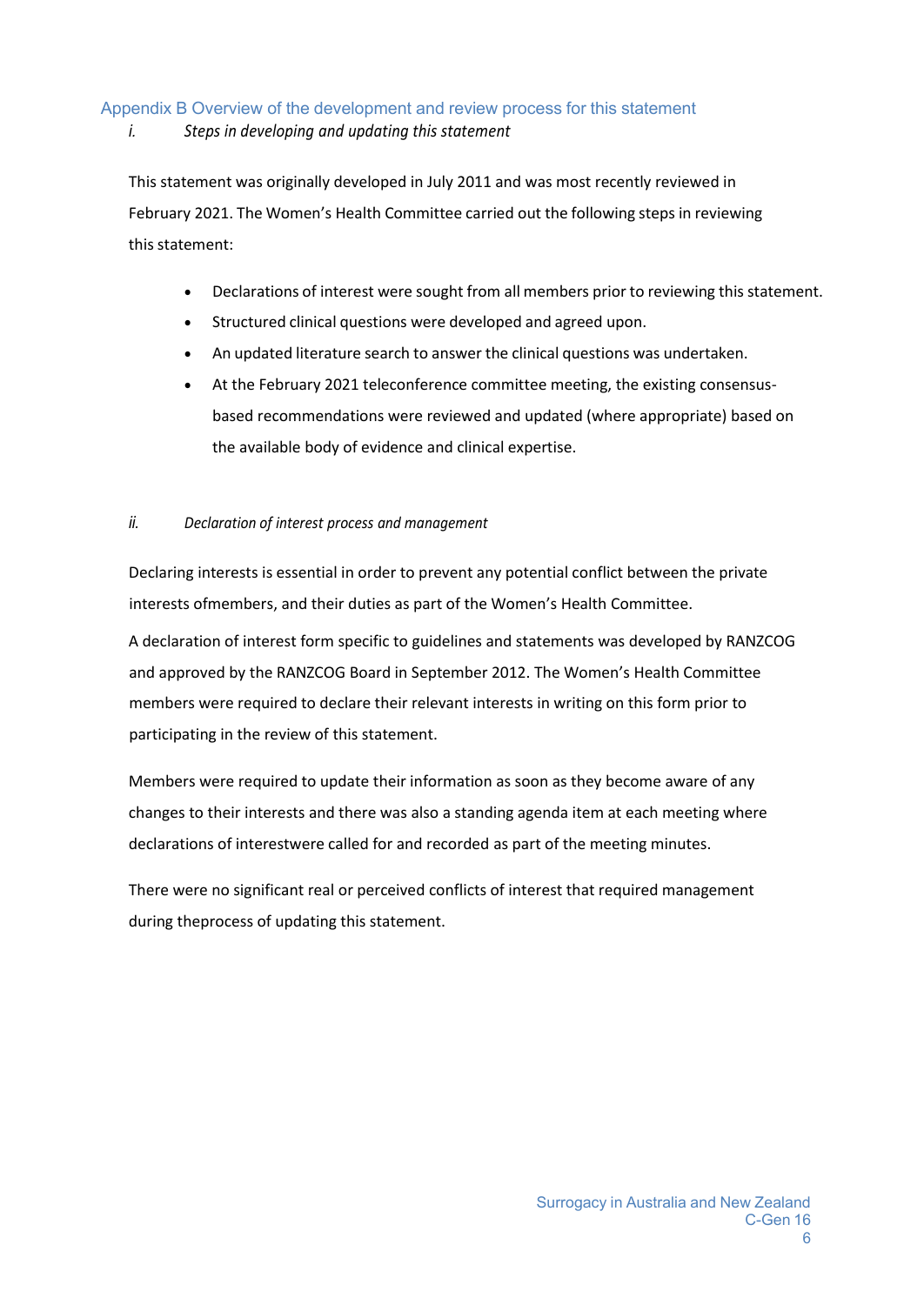## Appendix B Overview of the development and review process for this statement

### *i. Steps in developing and updating this statement*

This statement was originally developed in July 2011 and was most recently reviewed in February 2021. The Women's Health Committee carried out the following steps in reviewing this statement:

- Declarations of interest were sought from all members prior to reviewing this statement.
- Structured clinical questions were developed and agreed upon.
- An updated literature search to answer the clinical questions was undertaken.
- At the February 2021 teleconference committee meeting, the existing consensus-based recommendations were reviewed and updated (where appropriate) based on the available body of evidence and clinical expertise.

### *ii. Declaration of interest process and management*

Declaring interests is essential in order to prevent any potential conflict between the private interests ofmembers, and their duties as part of the Women's Health Committee.

A declaration of interest form specific to guidelines and statements was developed by RANZCOG and approved by the RANZCOG Board in September 2012. The Women's Health Committee members were required to declare their relevant interests in writing on this form prior to participating in the review of this statement.

Members were required to update their information as soon as they become aware of any changes to their interests and there was also a standing agenda item at each meeting where declarations of interestwere called for and recorded as part of the meeting minutes.

There were no significant real or perceived conflicts of interest that required management during theprocess of updating this statement.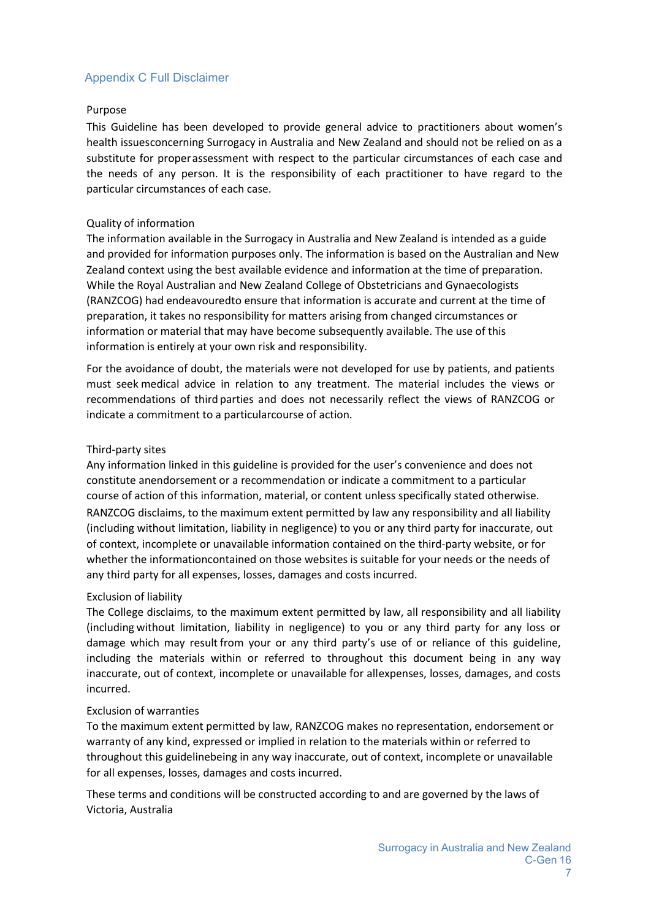## Appendix C Full Disclaimer

Purpose

This Guideline has been developed to provide general advice to practitioners about women's health issuesconcerning Surrogacy in Australia and New Zealand and should not be relied on as a substitute for properassessment with respect to the particular circumstances of each case and the needs of any person. It is the responsibility of each practitioner to have regard to the particular circumstances of each case.

Quality of information

The information available in the Surrogacy in Australia and New Zealand is intended as a guide and provided for information purposes only. The information is based on the Australian and New Zealand context using the best available evidence and information at the time of preparation. While the Royal Australian and New Zealand College of Obstetricians and Gynaecologists (RANZCOG) had endeavouredto ensure that information is accurate and current at the time of preparation, it takes no responsibility for matters arising from changed circumstances or information or material that may have become subsequently available. The use of this information is entirely at your own risk and responsibility.

For the avoidance of doubt, the materials were not developed for use by patients, and patients must seek medical advice in relation to any treatment. The material includes the views or recommendations of third parties and does not necessarily reflect the views of RANZCOG or indicate a commitment to a particularcourse of action.

Third-party sites

Any information linked in this guideline is provided for the user's convenience and does not constitute anendorsement or a recommendation or indicate a commitment to a particular course of action of this information, material, or content unless specifically stated otherwise. RANZCOG disclaims, to the maximum extent permitted by law any responsibility and all liability (including without limitation, liability in negligence) to you or any third party for inaccurate, out of context, incomplete or unavailable information contained on the third-party website, or for whether the informationcontained on those websites is suitable for your needs or the needs of any third party for all expenses, losses, damages and costs incurred.

Exclusion of liability

The College disclaims, to the maximum extent permitted by law, all responsibility and all liability (including without limitation, liability in negligence) to you or any third party for any loss or damage which may result from your or any third party's use of or reliance of this guideline, including the materials within or referred to throughout this document being in any way inaccurate, out of context, incomplete or unavailable for allexpenses, losses, damages, and costs incurred.

Exclusion of warranties

To the maximum extent permitted by law, RANZCOG makes no representation, endorsement or warranty of any kind, expressed or implied in relation to the materials within or referred to throughout this guidelinebeing in any way inaccurate, out of context, incomplete or unavailable for all expenses, losses, damages and costs incurred.

These terms and conditions will be constructed according to and are governed by the laws of Victoria, Australia